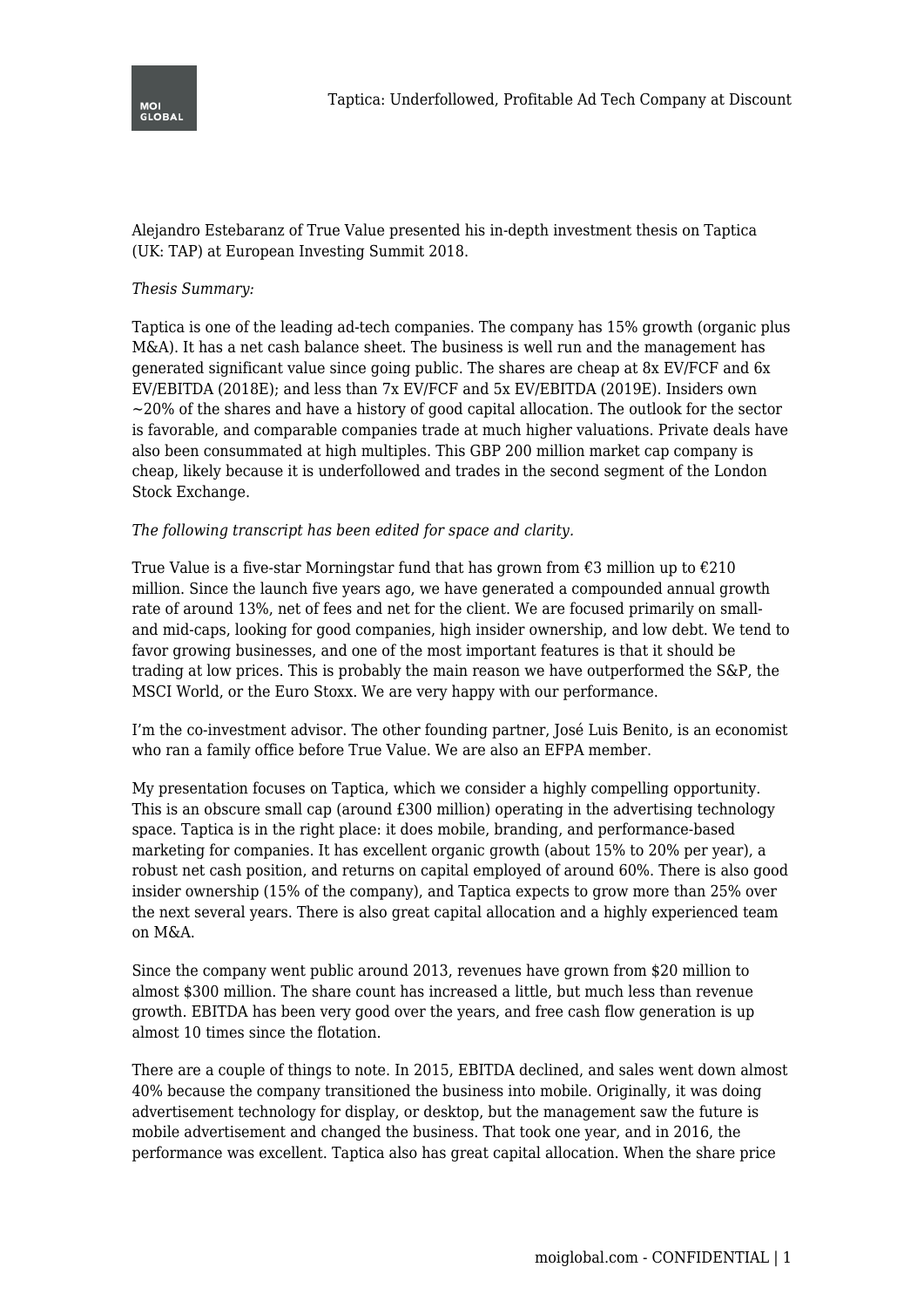Alejandro Estebaranz of True Value presented his in-depth investment thesis on Taptica (UK: TAP) at European Investing Summit 2018.

*Thesis Summary:*

Taptica is one of the leading ad-tech companies. The company has 15% growth (organic plus M&A). It has a net cash balance sheet. The business is well run and the management has generated significant value since going public. The shares are cheap at 8x EV/FCF and 6x EV/EBITDA (2018E); and less than 7x EV/FCF and 5x EV/EBITDA (2019E). Insiders own ~20% of the shares and have a history of good capital allocation. The outlook for the sector is favorable, and comparable companies trade at much higher valuations. Private deals have also been consummated at high multiples. This GBP 200 million market cap company is cheap, likely because it is underfollowed and trades in the second segment of the London Stock Exchange.

*The following transcript has been edited for space and clarity.*

True Value is a five-star Morningstar fund that has grown from €3 million up to €210 million. Since the launch five years ago, we have generated a compounded annual growth rate of around 13%, net of fees and net for the client. We are focused primarily on small- and mid-caps, looking for good companies, high insider ownership, and low debt. We tend to favor growing businesses, and one of the most important features is that it should be trading at low prices. This is probably the main reason we have outperformed the S&P, the MSCI World, or the Euro Stoxx. We are very happy with our performance.

I'm the co-investment advisor. The other founding partner, José Luis Benito, is an economist who ran a family office before True Value. We are also an EFPA member.

My presentation focuses on Taptica, which we consider a highly compelling opportunity. This is an obscure small cap (around £300 million) operating in the advertising technology space. Taptica is in the right place: it does mobile, branding, and performance-based marketing for companies. It has excellent organic growth (about 15% to 20% per year), a robust net cash position, and returns on capital employed of around 60%. There is also good insider ownership (15% of the company), and Taptica expects to grow more than 25% over the next several years. There is also great capital allocation and a highly experienced team on M&A.

Since the company went public around 2013, revenues have grown from $20 million to almost $300 million. The share count has increased a little, but much less than revenue growth. EBITDA has been very good over the years, and free cash flow generation is up almost 10 times since the flotation.

There are a couple of things to note. In 2015, EBITDA declined, and sales went down almost 40% because the company transitioned the business into mobile. Originally, it was doing advertisement technology for display, or desktop, but the management saw the future is mobile advertisement and changed the business. That took one year, and in 2016, the performance was excellent. Taptica also has great capital allocation. When the share price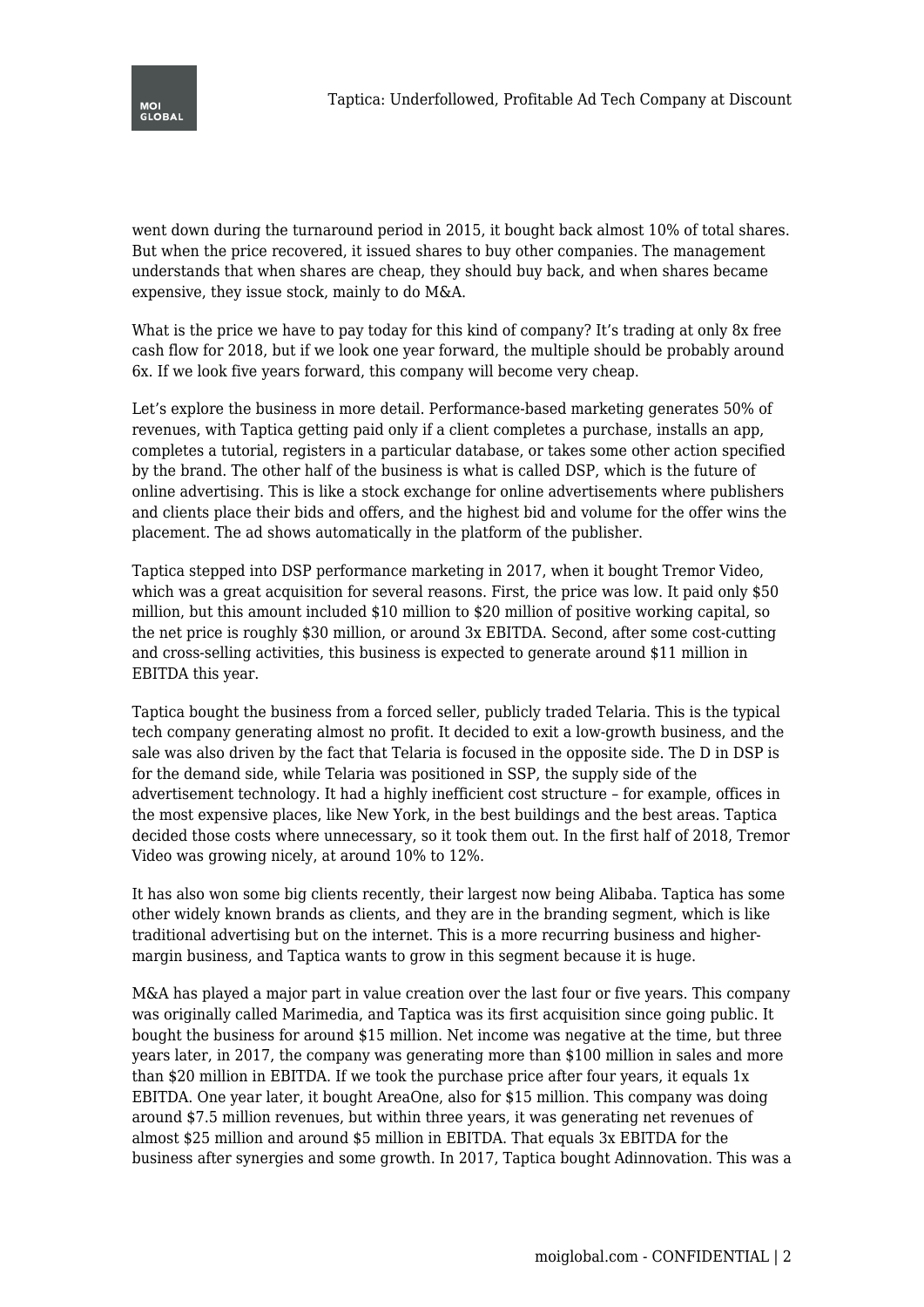went down during the turnaround period in 2015, it bought back almost 10% of total shares. But when the price recovered, it issued shares to buy other companies. The management understands that when shares are cheap, they should buy back, and when shares became expensive, they issue stock, mainly to do M&A.

What is the price we have to pay today for this kind of company? It's trading at only 8x free cash flow for 2018, but if we look one year forward, the multiple should be probably around 6x. If we look five years forward, this company will become very cheap.

Let's explore the business in more detail. Performance-based marketing generates 50% of revenues, with Taptica getting paid only if a client completes a purchase, installs an app, completes a tutorial, registers in a particular database, or takes some other action specified by the brand. The other half of the business is what is called DSP, which is the future of online advertising. This is like a stock exchange for online advertisements where publishers and clients place their bids and offers, and the highest bid and volume for the offer wins the placement. The ad shows automatically in the platform of the publisher.

Taptica stepped into DSP performance marketing in 2017, when it bought Tremor Video, which was a great acquisition for several reasons. First, the price was low. It paid only $50 million, but this amount included $10 million to $20 million of positive working capital, so the net price is roughly $30 million, or around 3x EBITDA. Second, after some cost-cutting and cross-selling activities, this business is expected to generate around $11 million in EBITDA this year.

Taptica bought the business from a forced seller, publicly traded Telaria. This is the typical tech company generating almost no profit. It decided to exit a low-growth business, and the sale was also driven by the fact that Telaria is focused in the opposite side. The D in DSP is for the demand side, while Telaria was positioned in SSP, the supply side of the advertisement technology. It had a highly inefficient cost structure – for example, offices in the most expensive places, like New York, in the best buildings and the best areas. Taptica decided those costs where unnecessary, so it took them out. In the first half of 2018, Tremor Video was growing nicely, at around 10% to 12%.

It has also won some big clients recently, their largest now being Alibaba. Taptica has some other widely known brands as clients, and they are in the branding segment, which is like traditional advertising but on the internet. This is a more recurring business and higher-margin business, and Taptica wants to grow in this segment because it is huge.

M&A has played a major part in value creation over the last four or five years. This company was originally called Marimedia, and Taptica was its first acquisition since going public. It bought the business for around $15 million. Net income was negative at the time, but three years later, in 2017, the company was generating more than $100 million in sales and more than $20 million in EBITDA. If we took the purchase price after four years, it equals 1x EBITDA. One year later, it bought AreaOne, also for $15 million. This company was doing around $7.5 million revenues, but within three years, it was generating net revenues of almost $25 million and around $5 million in EBITDA. That equals 3x EBITDA for the business after synergies and some growth. In 2017, Taptica bought Adinnovation. This was a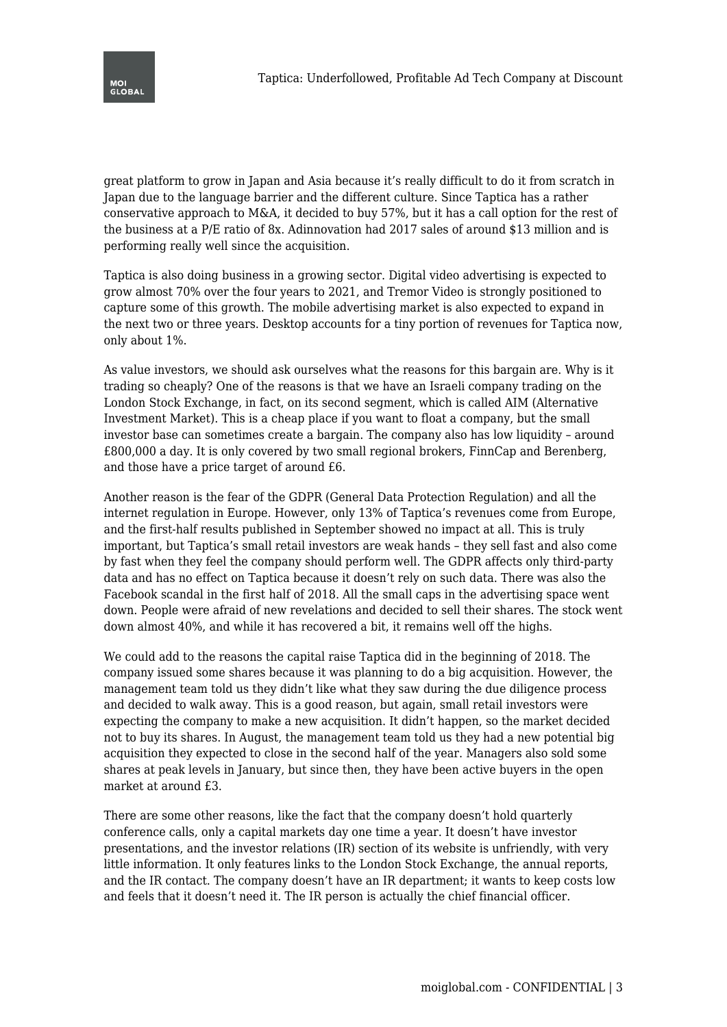great platform to grow in Japan and Asia because it's really difficult to do it from scratch in Japan due to the language barrier and the different culture. Since Taptica has a rather conservative approach to M&A, it decided to buy 57%, but it has a call option for the rest of the business at a P/E ratio of 8x. Adinnovation had 2017 sales of around $13 million and is performing really well since the acquisition.

Taptica is also doing business in a growing sector. Digital video advertising is expected to grow almost 70% over the four years to 2021, and Tremor Video is strongly positioned to capture some of this growth. The mobile advertising market is also expected to expand in the next two or three years. Desktop accounts for a tiny portion of revenues for Taptica now, only about 1%.

As value investors, we should ask ourselves what the reasons for this bargain are. Why is it trading so cheaply? One of the reasons is that we have an Israeli company trading on the London Stock Exchange, in fact, on its second segment, which is called AIM (Alternative Investment Market). This is a cheap place if you want to float a company, but the small investor base can sometimes create a bargain. The company also has low liquidity – around £800,000 a day. It is only covered by two small regional brokers, FinnCap and Berenberg, and those have a price target of around £6.

Another reason is the fear of the GDPR (General Data Protection Regulation) and all the internet regulation in Europe. However, only 13% of Taptica's revenues come from Europe, and the first-half results published in September showed no impact at all. This is truly important, but Taptica's small retail investors are weak hands – they sell fast and also come by fast when they feel the company should perform well. The GDPR affects only third-party data and has no effect on Taptica because it doesn't rely on such data. There was also the Facebook scandal in the first half of 2018. All the small caps in the advertising space went down. People were afraid of new revelations and decided to sell their shares. The stock went down almost 40%, and while it has recovered a bit, it remains well off the highs.

We could add to the reasons the capital raise Taptica did in the beginning of 2018. The company issued some shares because it was planning to do a big acquisition. However, the management team told us they didn't like what they saw during the due diligence process and decided to walk away. This is a good reason, but again, small retail investors were expecting the company to make a new acquisition. It didn't happen, so the market decided not to buy its shares. In August, the management team told us they had a new potential big acquisition they expected to close in the second half of the year. Managers also sold some shares at peak levels in January, but since then, they have been active buyers in the open market at around £3.

There are some other reasons, like the fact that the company doesn't hold quarterly conference calls, only a capital markets day one time a year. It doesn't have investor presentations, and the investor relations (IR) section of its website is unfriendly, with very little information. It only features links to the London Stock Exchange, the annual reports, and the IR contact. The company doesn't have an IR department; it wants to keep costs low and feels that it doesn't need it. The IR person is actually the chief financial officer.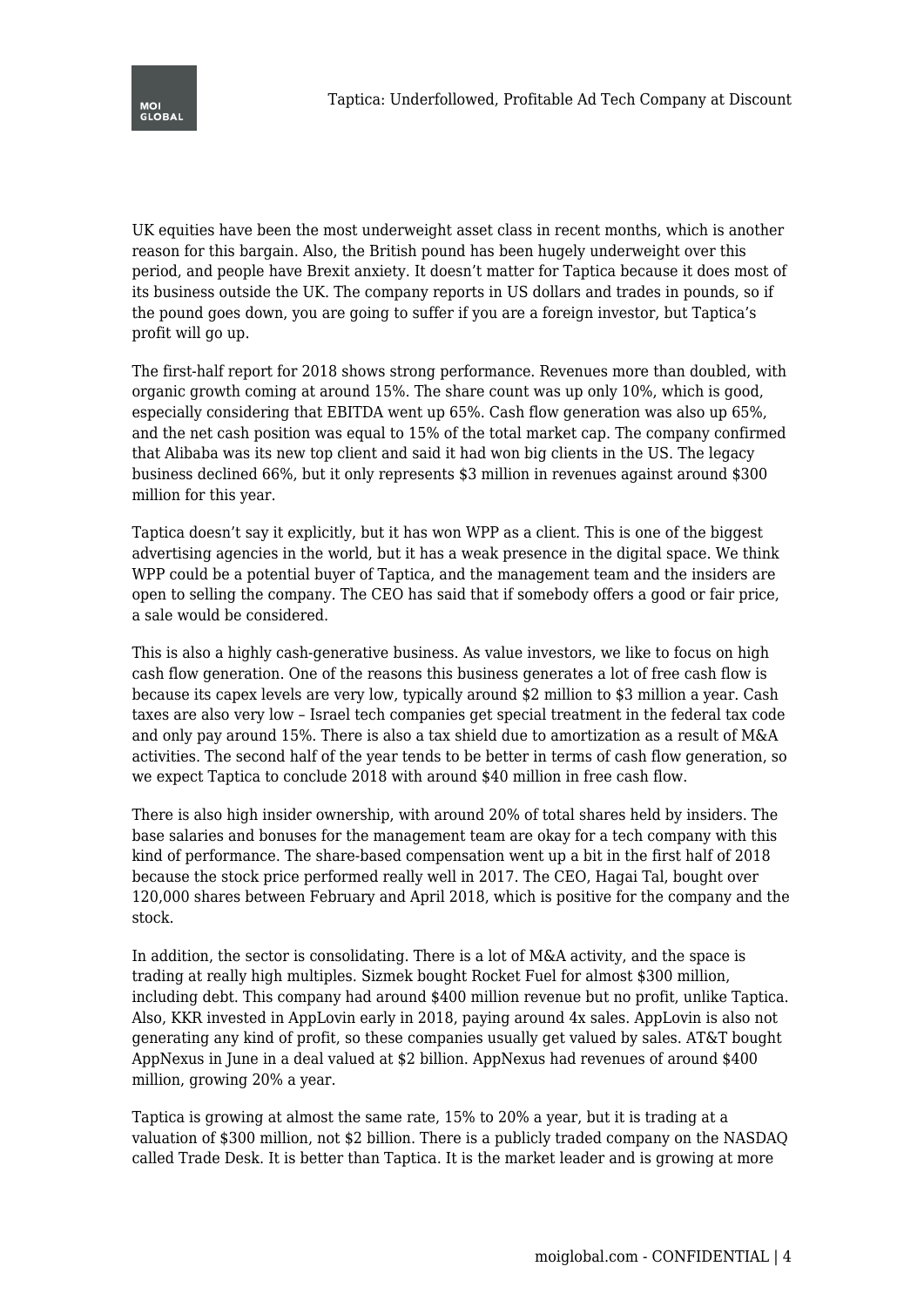UK equities have been the most underweight asset class in recent months, which is another reason for this bargain. Also, the British pound has been hugely underweight over this period, and people have Brexit anxiety. It doesn't matter for Taptica because it does most of its business outside the UK. The company reports in US dollars and trades in pounds, so if the pound goes down, you are going to suffer if you are a foreign investor, but Taptica's profit will go up.

The first-half report for 2018 shows strong performance. Revenues more than doubled, with organic growth coming at around 15%. The share count was up only 10%, which is good, especially considering that EBITDA went up 65%. Cash flow generation was also up 65%, and the net cash position was equal to 15% of the total market cap. The company confirmed that Alibaba was its new top client and said it had won big clients in the US. The legacy business declined 66%, but it only represents $3 million in revenues against around $300 million for this year.

Taptica doesn't say it explicitly, but it has won WPP as a client. This is one of the biggest advertising agencies in the world, but it has a weak presence in the digital space. We think WPP could be a potential buyer of Taptica, and the management team and the insiders are open to selling the company. The CEO has said that if somebody offers a good or fair price, a sale would be considered.

This is also a highly cash-generative business. As value investors, we like to focus on high cash flow generation. One of the reasons this business generates a lot of free cash flow is because its capex levels are very low, typically around $2 million to $3 million a year. Cash taxes are also very low – Israel tech companies get special treatment in the federal tax code and only pay around 15%. There is also a tax shield due to amortization as a result of M&A activities. The second half of the year tends to be better in terms of cash flow generation, so we expect Taptica to conclude 2018 with around $40 million in free cash flow.

There is also high insider ownership, with around 20% of total shares held by insiders. The base salaries and bonuses for the management team are okay for a tech company with this kind of performance. The share-based compensation went up a bit in the first half of 2018 because the stock price performed really well in 2017. The CEO, Hagai Tal, bought over 120,000 shares between February and April 2018, which is positive for the company and the stock.

In addition, the sector is consolidating. There is a lot of M&A activity, and the space is trading at really high multiples. Sizmek bought Rocket Fuel for almost $300 million, including debt. This company had around $400 million revenue but no profit, unlike Taptica. Also, KKR invested in AppLovin early in 2018, paying around 4x sales. AppLovin is also not generating any kind of profit, so these companies usually get valued by sales. AT&T bought AppNexus in June in a deal valued at $2 billion. AppNexus had revenues of around $400 million, growing 20% a year.

Taptica is growing at almost the same rate, 15% to 20% a year, but it is trading at a valuation of $300 million, not $2 billion. There is a publicly traded company on the NASDAQ called Trade Desk. It is better than Taptica. It is the market leader and is growing at more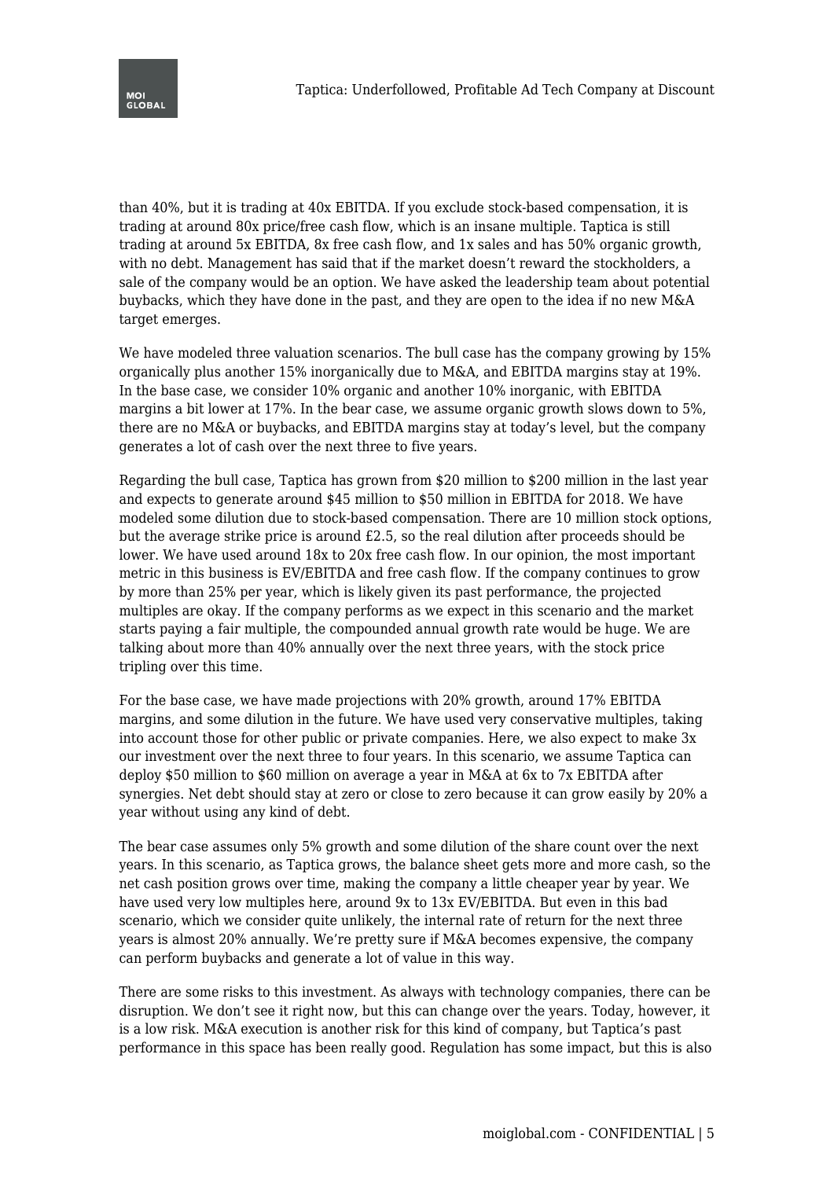than 40%, but it is trading at 40x EBITDA. If you exclude stock-based compensation, it is trading at around 80x price/free cash flow, which is an insane multiple. Taptica is still trading at around 5x EBITDA, 8x free cash flow, and 1x sales and has 50% organic growth, with no debt. Management has said that if the market doesn't reward the stockholders, a sale of the company would be an option. We have asked the leadership team about potential buybacks, which they have done in the past, and they are open to the idea if no new M&A target emerges.

We have modeled three valuation scenarios. The bull case has the company growing by 15% organically plus another 15% inorganically due to M&A, and EBITDA margins stay at 19%. In the base case, we consider 10% organic and another 10% inorganic, with EBITDA margins a bit lower at 17%. In the bear case, we assume organic growth slows down to 5%, there are no M&A or buybacks, and EBITDA margins stay at today's level, but the company generates a lot of cash over the next three to five years.

Regarding the bull case, Taptica has grown from $20 million to $200 million in the last year and expects to generate around $45 million to $50 million in EBITDA for 2018. We have modeled some dilution due to stock-based compensation. There are 10 million stock options, but the average strike price is around £2.5, so the real dilution after proceeds should be lower. We have used around 18x to 20x free cash flow. In our opinion, the most important metric in this business is EV/EBITDA and free cash flow. If the company continues to grow by more than 25% per year, which is likely given its past performance, the projected multiples are okay. If the company performs as we expect in this scenario and the market starts paying a fair multiple, the compounded annual growth rate would be huge. We are talking about more than 40% annually over the next three years, with the stock price tripling over this time.

For the base case, we have made projections with 20% growth, around 17% EBITDA margins, and some dilution in the future. We have used very conservative multiples, taking into account those for other public or private companies. Here, we also expect to make 3x our investment over the next three to four years. In this scenario, we assume Taptica can deploy $50 million to $60 million on average a year in M&A at 6x to 7x EBITDA after synergies. Net debt should stay at zero or close to zero because it can grow easily by 20% a year without using any kind of debt.

The bear case assumes only 5% growth and some dilution of the share count over the next years. In this scenario, as Taptica grows, the balance sheet gets more and more cash, so the net cash position grows over time, making the company a little cheaper year by year. We have used very low multiples here, around 9x to 13x EV/EBITDA. But even in this bad scenario, which we consider quite unlikely, the internal rate of return for the next three years is almost 20% annually. We're pretty sure if M&A becomes expensive, the company can perform buybacks and generate a lot of value in this way.

There are some risks to this investment. As always with technology companies, there can be disruption. We don't see it right now, but this can change over the years. Today, however, it is a low risk. M&A execution is another risk for this kind of company, but Taptica's past performance in this space has been really good. Regulation has some impact, but this is also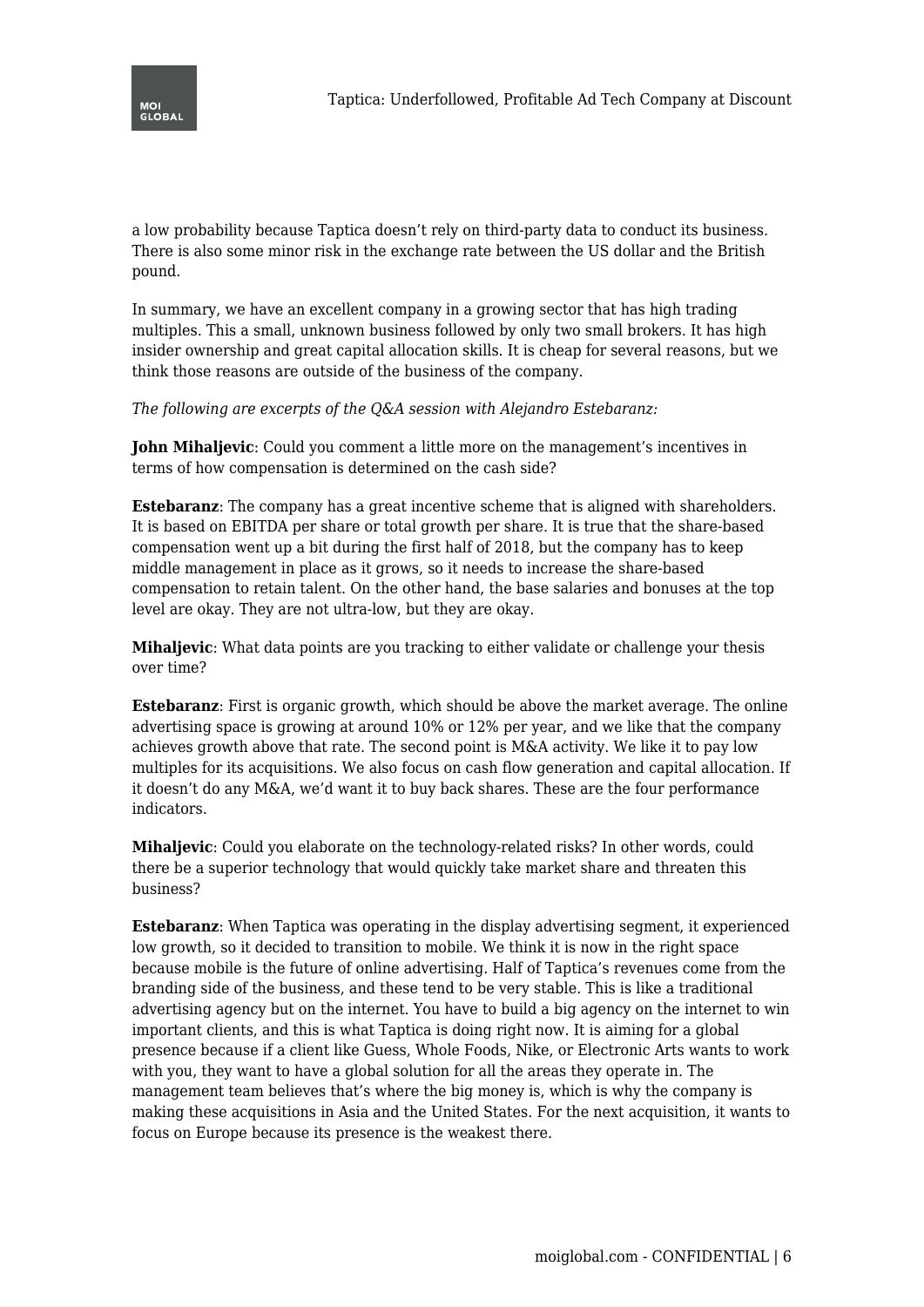a low probability because Taptica doesn't rely on third-party data to conduct its business. There is also some minor risk in the exchange rate between the US dollar and the British pound.

In summary, we have an excellent company in a growing sector that has high trading multiples. This a small, unknown business followed by only two small brokers. It has high insider ownership and great capital allocation skills. It is cheap for several reasons, but we think those reasons are outside of the business of the company.

*The following are excerpts of the Q&A session with Alejandro Estebaranz:*

**John Mihaljevic**: Could you comment a little more on the management's incentives in terms of how compensation is determined on the cash side?

**Estebaranz**: The company has a great incentive scheme that is aligned with shareholders. It is based on EBITDA per share or total growth per share. It is true that the share-based compensation went up a bit during the first half of 2018, but the company has to keep middle management in place as it grows, so it needs to increase the share-based compensation to retain talent. On the other hand, the base salaries and bonuses at the top level are okay. They are not ultra-low, but they are okay.

**Mihaljevic**: What data points are you tracking to either validate or challenge your thesis over time?

**Estebaranz**: First is organic growth, which should be above the market average. The online advertising space is growing at around 10% or 12% per year, and we like that the company achieves growth above that rate. The second point is M&A activity. We like it to pay low multiples for its acquisitions. We also focus on cash flow generation and capital allocation. If it doesn't do any M&A, we'd want it to buy back shares. These are the four performance indicators.

**Mihaljevic**: Could you elaborate on the technology-related risks? In other words, could there be a superior technology that would quickly take market share and threaten this business?

**Estebaranz**: When Taptica was operating in the display advertising segment, it experienced low growth, so it decided to transition to mobile. We think it is now in the right space because mobile is the future of online advertising. Half of Taptica's revenues come from the branding side of the business, and these tend to be very stable. This is like a traditional advertising agency but on the internet. You have to build a big agency on the internet to win important clients, and this is what Taptica is doing right now. It is aiming for a global presence because if a client like Guess, Whole Foods, Nike, or Electronic Arts wants to work with you, they want to have a global solution for all the areas they operate in. The management team believes that's where the big money is, which is why the company is making these acquisitions in Asia and the United States. For the next acquisition, it wants to focus on Europe because its presence is the weakest there.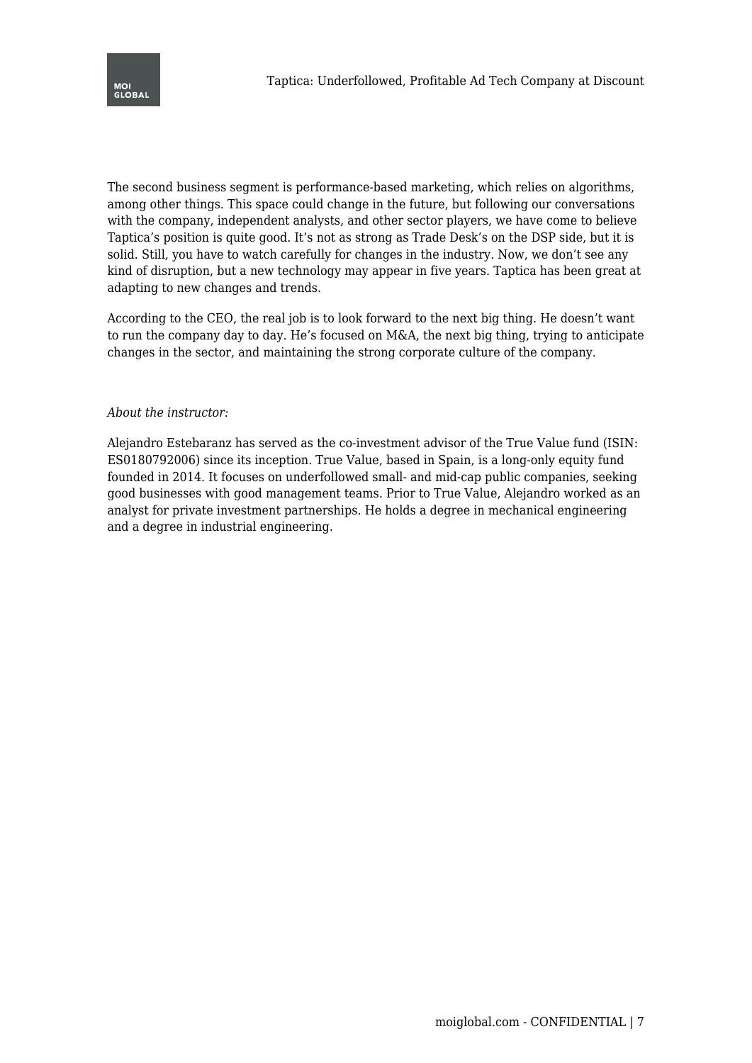The second business segment is performance-based marketing, which relies on algorithms, among other things. This space could change in the future, but following our conversations with the company, independent analysts, and other sector players, we have come to believe Taptica's position is quite good. It's not as strong as Trade Desk's on the DSP side, but it is solid. Still, you have to watch carefully for changes in the industry. Now, we don't see any kind of disruption, but a new technology may appear in five years. Taptica has been great at adapting to new changes and trends.

According to the CEO, the real job is to look forward to the next big thing. He doesn't want to run the company day to day. He's focused on M&A, the next big thing, trying to anticipate changes in the sector, and maintaining the strong corporate culture of the company.

*About the instructor:*

Alejandro Estebaranz has served as the co-investment advisor of the True Value fund (ISIN: ES0180792006) since its inception. True Value, based in Spain, is a long-only equity fund founded in 2014. It focuses on underfollowed small- and mid-cap public companies, seeking good businesses with good management teams. Prior to True Value, Alejandro worked as an analyst for private investment partnerships. He holds a degree in mechanical engineering and a degree in industrial engineering.